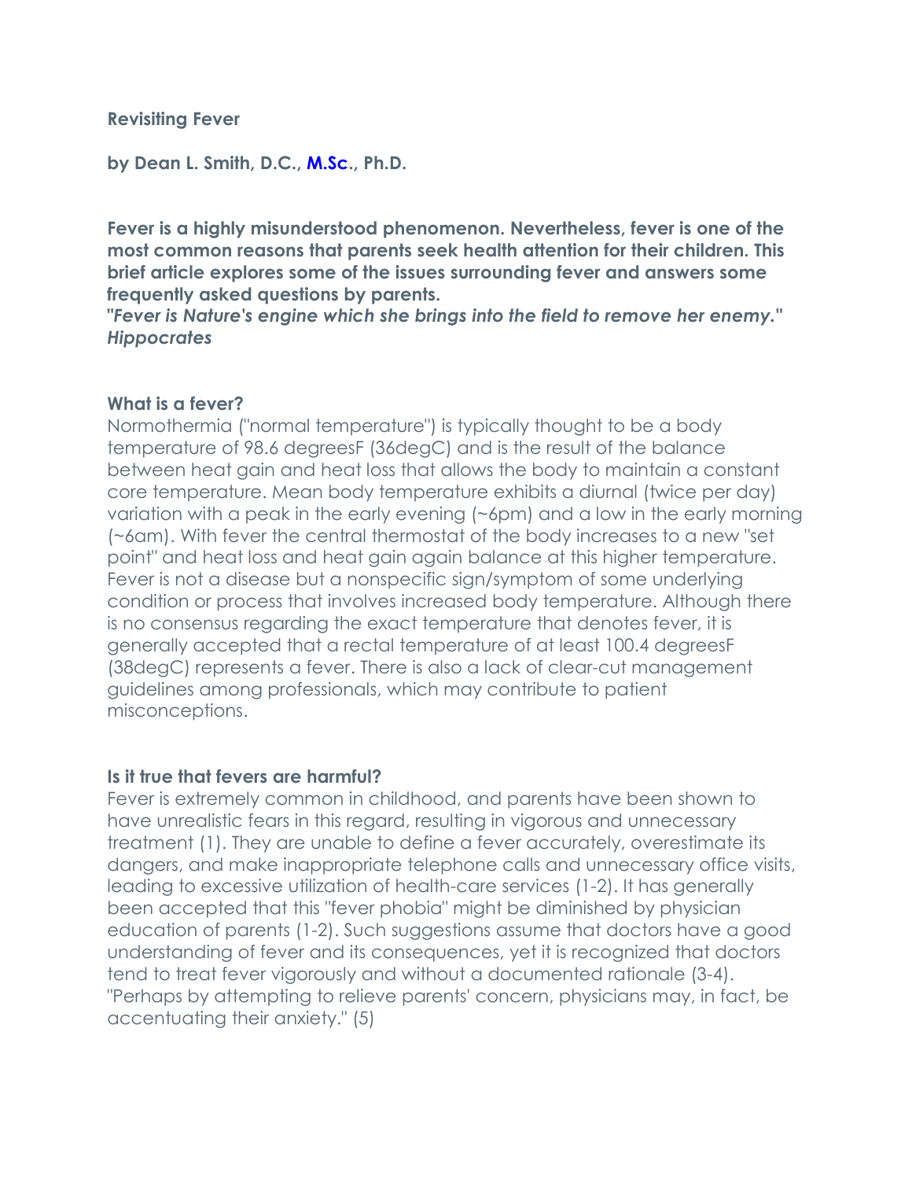**Revisiting Fever**

**by Dean L. Smith, D.C., M.Sc., Ph.D.**

**Fever is a highly misunderstood phenomenon. Nevertheless, fever is one of the most common reasons that parents seek health attention for their children. This brief article explores some of the issues surrounding fever and answers some frequently asked questions by parents.**

***"Fever is Nature's engine which she brings into the field to remove her enemy." Hippocrates***

**What is a fever?**

Normothermia ("normal temperature") is typically thought to be a body temperature of 98.6 degreesF (36degC) and is the result of the balance between heat gain and heat loss that allows the body to maintain a constant core temperature. Mean body temperature exhibits a diurnal (twice per day) variation with a peak in the early evening (~6pm) and a low in the early morning (~6am). With fever the central thermostat of the body increases to a new "set point" and heat loss and heat gain again balance at this higher temperature. Fever is not a disease but a nonspecific sign/symptom of some underlying condition or process that involves increased body temperature. Although there is no consensus regarding the exact temperature that denotes fever, it is generally accepted that a rectal temperature of at least 100.4 degreesF (38degC) represents a fever. There is also a lack of clear-cut management guidelines among professionals, which may contribute to patient misconceptions.

**Is it true that fevers are harmful?**

Fever is extremely common in childhood, and parents have been shown to have unrealistic fears in this regard, resulting in vigorous and unnecessary treatment (1). They are unable to define a fever accurately, overestimate its dangers, and make inappropriate telephone calls and unnecessary office visits, leading to excessive utilization of health-care services (1-2). It has generally been accepted that this "fever phobia" might be diminished by physician education of parents (1-2). Such suggestions assume that doctors have a good understanding of fever and its consequences, yet it is recognized that doctors tend to treat fever vigorously and without a documented rationale (3-4). "Perhaps by attempting to relieve parents' concern, physicians may, in fact, be accentuating their anxiety." (5)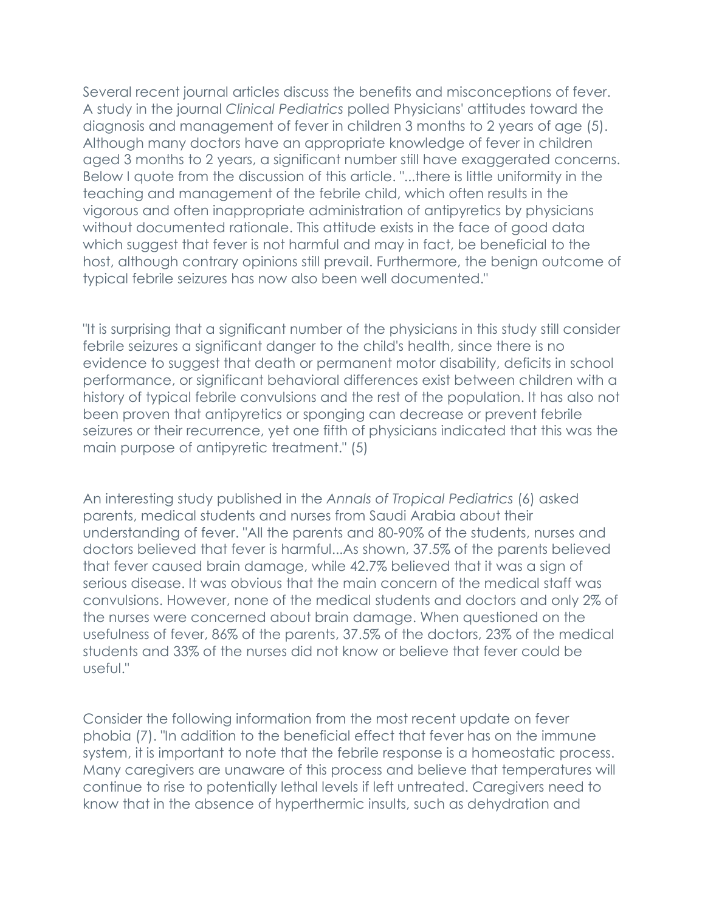Several recent journal articles discuss the benefits and misconceptions of fever. A study in the journal *Clinical Pediatrics* polled Physicians' attitudes toward the diagnosis and management of fever in children 3 months to 2 years of age (5). Although many doctors have an appropriate knowledge of fever in children aged 3 months to 2 years, a significant number still have exaggerated concerns. Below I quote from the discussion of this article. "...there is little uniformity in the teaching and management of the febrile child, which often results in the vigorous and often inappropriate administration of antipyretics by physicians without documented rationale. This attitude exists in the face of good data which suggest that fever is not harmful and may in fact, be beneficial to the host, although contrary opinions still prevail. Furthermore, the benign outcome of typical febrile seizures has now also been well documented."

"It is surprising that a significant number of the physicians in this study still consider febrile seizures a significant danger to the child's health, since there is no evidence to suggest that death or permanent motor disability, deficits in school performance, or significant behavioral differences exist between children with a history of typical febrile convulsions and the rest of the population. It has also not been proven that antipyretics or sponging can decrease or prevent febrile seizures or their recurrence, yet one fifth of physicians indicated that this was the main purpose of antipyretic treatment." (5)

An interesting study published in the *Annals of Tropical Pediatrics* (6) asked parents, medical students and nurses from Saudi Arabia about their understanding of fever. "All the parents and 80-90% of the students, nurses and doctors believed that fever is harmful...As shown, 37.5% of the parents believed that fever caused brain damage, while 42.7% believed that it was a sign of serious disease. It was obvious that the main concern of the medical staff was convulsions. However, none of the medical students and doctors and only 2% of the nurses were concerned about brain damage. When questioned on the usefulness of fever, 86% of the parents, 37.5% of the doctors, 23% of the medical students and 33% of the nurses did not know or believe that fever could be useful."

Consider the following information from the most recent update on fever phobia (7). "In addition to the beneficial effect that fever has on the immune system, it is important to note that the febrile response is a homeostatic process. Many caregivers are unaware of this process and believe that temperatures will continue to rise to potentially lethal levels if left untreated. Caregivers need to know that in the absence of hyperthermic insults, such as dehydration and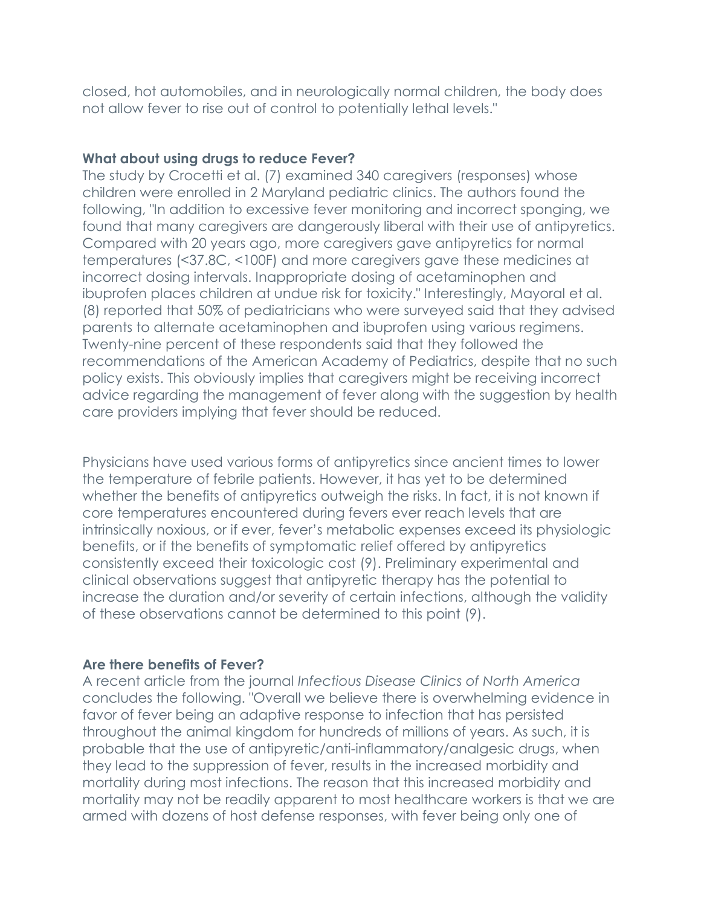closed, hot automobiles, and in neurologically normal children, the body does not allow fever to rise out of control to potentially lethal levels."

**What about using drugs to reduce Fever?**

The study by Crocetti et al. (7) examined 340 caregivers (responses) whose children were enrolled in 2 Maryland pediatric clinics. The authors found the following, "In addition to excessive fever monitoring and incorrect sponging, we found that many caregivers are dangerously liberal with their use of antipyretics. Compared with 20 years ago, more caregivers gave antipyretics for normal temperatures (<37.8C, <100F) and more caregivers gave these medicines at incorrect dosing intervals. Inappropriate dosing of acetaminophen and ibuprofen places children at undue risk for toxicity." Interestingly, Mayoral et al. (8) reported that 50% of pediatricians who were surveyed said that they advised parents to alternate acetaminophen and ibuprofen using various regimens. Twenty-nine percent of these respondents said that they followed the recommendations of the American Academy of Pediatrics, despite that no such policy exists. This obviously implies that caregivers might be receiving incorrect advice regarding the management of fever along with the suggestion by health care providers implying that fever should be reduced.

Physicians have used various forms of antipyretics since ancient times to lower the temperature of febrile patients. However, it has yet to be determined whether the benefits of antipyretics outweigh the risks. In fact, it is not known if core temperatures encountered during fevers ever reach levels that are intrinsically noxious, or if ever, fever's metabolic expenses exceed its physiologic benefits, or if the benefits of symptomatic relief offered by antipyretics consistently exceed their toxicologic cost (9). Preliminary experimental and clinical observations suggest that antipyretic therapy has the potential to increase the duration and/or severity of certain infections, although the validity of these observations cannot be determined to this point (9).

**Are there benefits of Fever?**

A recent article from the journal *Infectious Disease Clinics of North America* concludes the following. "Overall we believe there is overwhelming evidence in favor of fever being an adaptive response to infection that has persisted throughout the animal kingdom for hundreds of millions of years. As such, it is probable that the use of antipyretic/anti-inflammatory/analgesic drugs, when they lead to the suppression of fever, results in the increased morbidity and mortality during most infections. The reason that this increased morbidity and mortality may not be readily apparent to most healthcare workers is that we are armed with dozens of host defense responses, with fever being only one of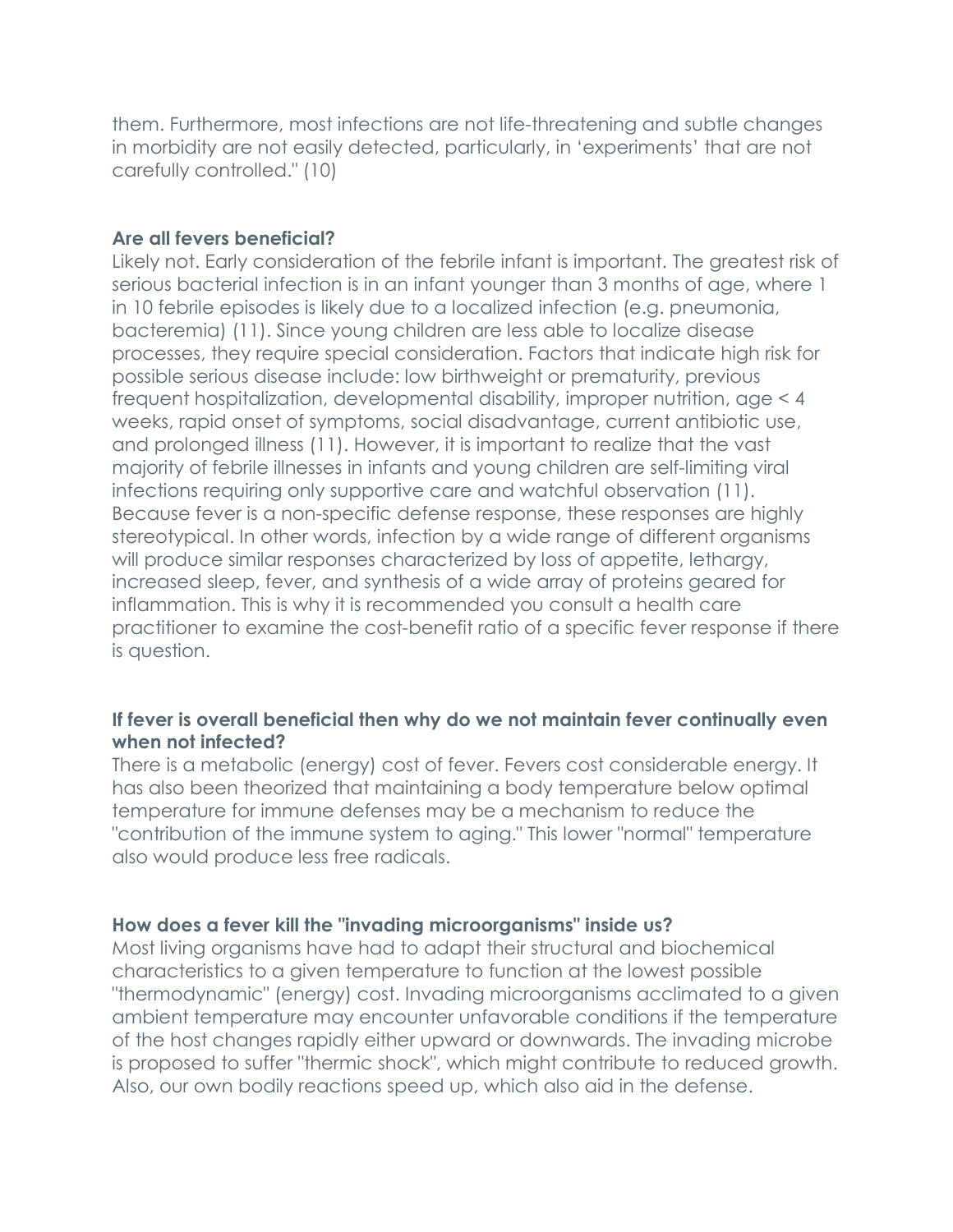them. Furthermore, most infections are not life-threatening and subtle changes in morbidity are not easily detected, particularly, in 'experiments' that are not carefully controlled." (10)

**Are all fevers beneficial?**

Likely not. Early consideration of the febrile infant is important. The greatest risk of serious bacterial infection is in an infant younger than 3 months of age, where 1 in 10 febrile episodes is likely due to a localized infection (e.g. pneumonia, bacteremia) (11). Since young children are less able to localize disease processes, they require special consideration. Factors that indicate high risk for possible serious disease include: low birthweight or prematurity, previous frequent hospitalization, developmental disability, improper nutrition, age < 4 weeks, rapid onset of symptoms, social disadvantage, current antibiotic use, and prolonged illness (11). However, it is important to realize that the vast majority of febrile illnesses in infants and young children are self-limiting viral infections requiring only supportive care and watchful observation (11). Because fever is a non-specific defense response, these responses are highly stereotypical. In other words, infection by a wide range of different organisms will produce similar responses characterized by loss of appetite, lethargy, increased sleep, fever, and synthesis of a wide array of proteins geared for inflammation. This is why it is recommended you consult a health care practitioner to examine the cost-benefit ratio of a specific fever response if there is question.

**If fever is overall beneficial then why do we not maintain fever continually even when not infected?**

There is a metabolic (energy) cost of fever. Fevers cost considerable energy. It has also been theorized that maintaining a body temperature below optimal temperature for immune defenses may be a mechanism to reduce the "contribution of the immune system to aging." This lower "normal" temperature also would produce less free radicals.

**How does a fever kill the "invading microorganisms" inside us?**

Most living organisms have had to adapt their structural and biochemical characteristics to a given temperature to function at the lowest possible "thermodynamic" (energy) cost. Invading microorganisms acclimated to a given ambient temperature may encounter unfavorable conditions if the temperature of the host changes rapidly either upward or downwards. The invading microbe is proposed to suffer "thermic shock", which might contribute to reduced growth. Also, our own bodily reactions speed up, which also aid in the defense.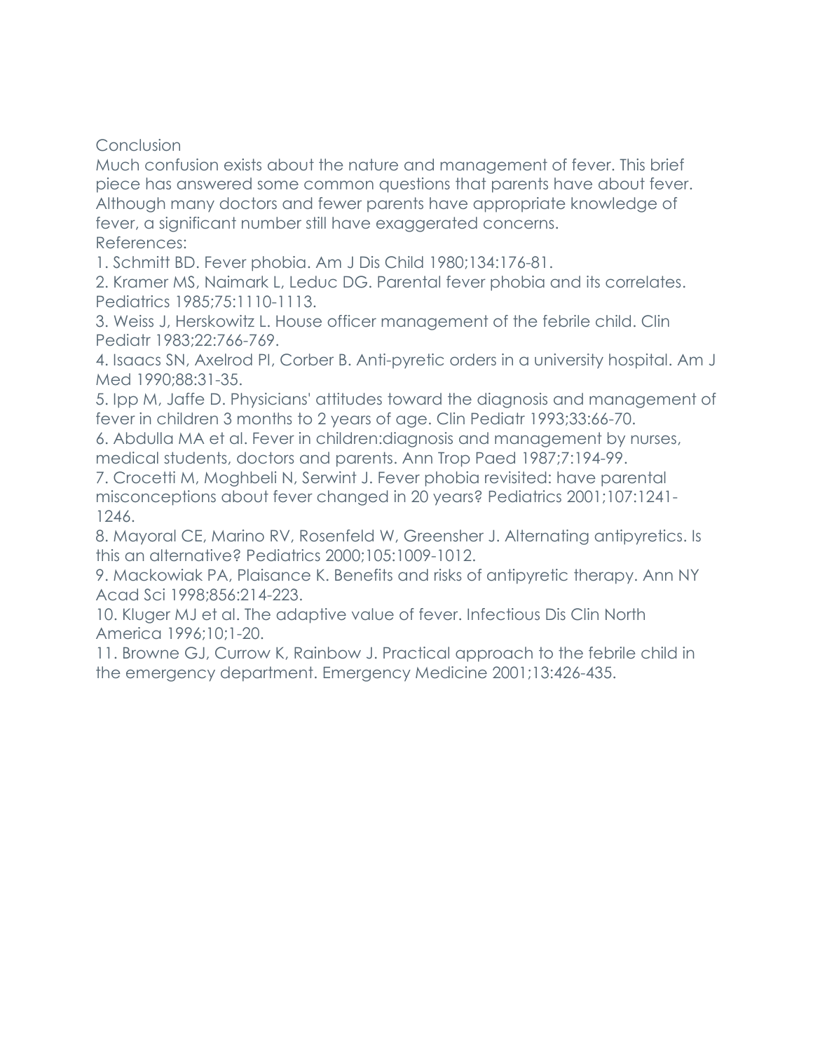## Conclusion

Much confusion exists about the nature and management of fever. This brief piece has answered some common questions that parents have about fever. Although many doctors and fewer parents have appropriate knowledge of fever, a significant number still have exaggerated concerns.

## References:

1. Schmitt BD. Fever phobia. Am J Dis Child 1980;134:176-81.
2. Kramer MS, Naimark L, Leduc DG. Parental fever phobia and its correlates. Pediatrics 1985;75:1110-1113.
3. Weiss J, Herskowitz L. House officer management of the febrile child. Clin Pediatr 1983;22:766-769.
4. Isaacs SN, Axelrod PI, Corber B. Anti-pyretic orders in a university hospital. Am J Med 1990;88:31-35.
5. Ipp M, Jaffe D. Physicians' attitudes toward the diagnosis and management of fever in children 3 months to 2 years of age. Clin Pediatr 1993;33:66-70.
6. Abdulla MA et al. Fever in children:diagnosis and management by nurses, medical students, doctors and parents. Ann Trop Paed 1987;7:194-99.
7. Crocetti M, Moghbeli N, Serwint J. Fever phobia revisited: have parental misconceptions about fever changed in 20 years? Pediatrics 2001;107:1241-1246.
8. Mayoral CE, Marino RV, Rosenfeld W, Greensher J. Alternating antipyretics. Is this an alternative? Pediatrics 2000;105:1009-1012.
9. Mackowiak PA, Plaisance K. Benefits and risks of antipyretic therapy. Ann NY Acad Sci 1998;856:214-223.
10. Kluger MJ et al. The adaptive value of fever. Infectious Dis Clin North America 1996;10;1-20.
11. Browne GJ, Currow K, Rainbow J. Practical approach to the febrile child in the emergency department. Emergency Medicine 2001;13:426-435.